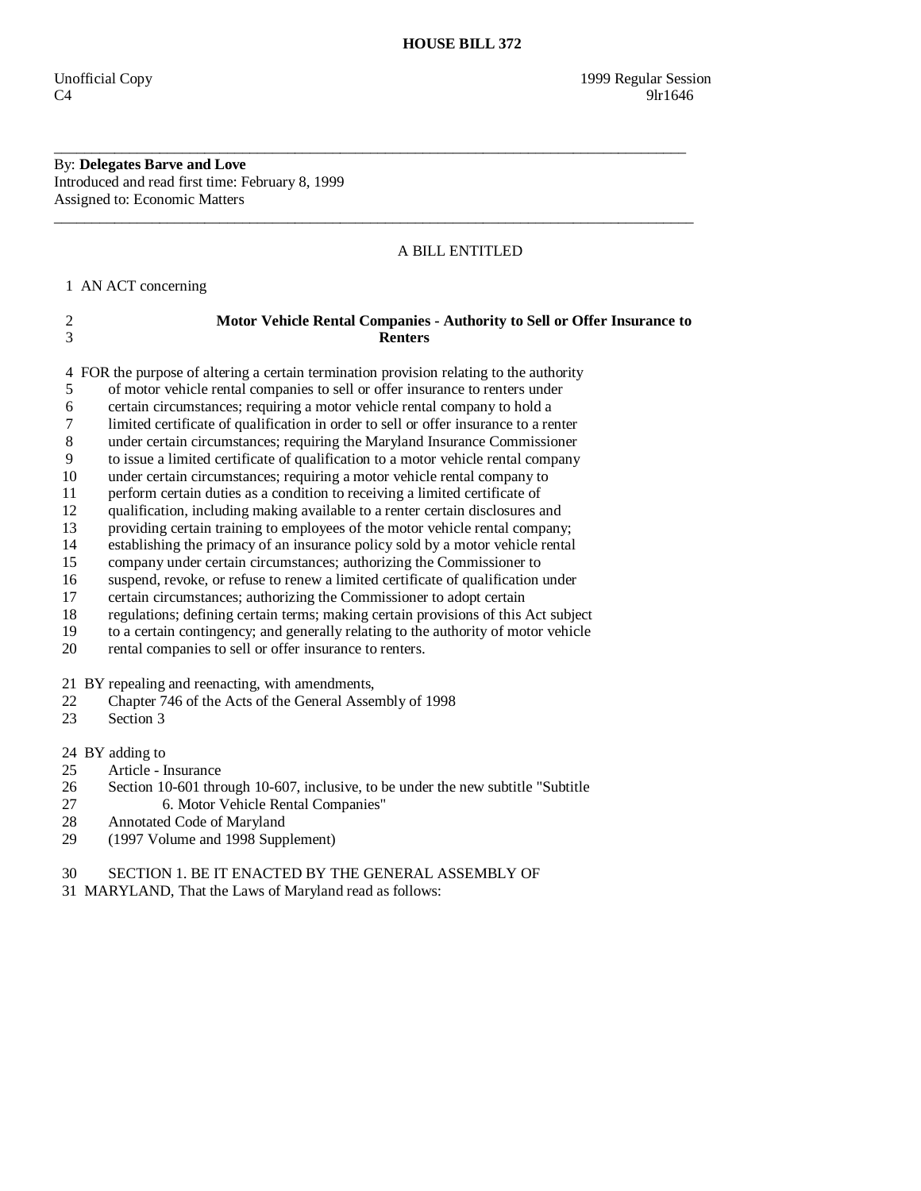# HOUSE BILL 372

Unofficial Copy 1999 Regular Session
C4 9lr1646

---

By: **Delegates Barve and Love**
Introduced and read first time: February 8, 1999
Assigned to: Economic Matters

---

A BILL ENTITLED

1 AN ACT concerning

2 **Motor Vehicle Rental Companies - Authority to Sell or Offer Insurance to**
3 **Renters**

4 FOR the purpose of altering a certain termination provision relating to the authority
5 of motor vehicle rental companies to sell or offer insurance to renters under
6 certain circumstances; requiring a motor vehicle rental company to hold a
7 limited certificate of qualification in order to sell or offer insurance to a renter
8 under certain circumstances; requiring the Maryland Insurance Commissioner
9 to issue a limited certificate of qualification to a motor vehicle rental company
10 under certain circumstances; requiring a motor vehicle rental company to
11 perform certain duties as a condition to receiving a limited certificate of
12 qualification, including making available to a renter certain disclosures and
13 providing certain training to employees of the motor vehicle rental company;
14 establishing the primacy of an insurance policy sold by a motor vehicle rental
15 company under certain circumstances; authorizing the Commissioner to
16 suspend, revoke, or refuse to renew a limited certificate of qualification under
17 certain circumstances; authorizing the Commissioner to adopt certain
18 regulations; defining certain terms; making certain provisions of this Act subject
19 to a certain contingency; and generally relating to the authority of motor vehicle
20 rental companies to sell or offer insurance to renters.

21 BY repealing and reenacting, with amendments,
22 Chapter 746 of the Acts of the General Assembly of 1998
23 Section 3

24 BY adding to
25 Article - Insurance
26 Section 10-601 through 10-607, inclusive, to be under the new subtitle "Subtitle
27 6. Motor Vehicle Rental Companies"
28 Annotated Code of Maryland
29 (1997 Volume and 1998 Supplement)

30 SECTION 1. BE IT ENACTED BY THE GENERAL ASSEMBLY OF
31 MARYLAND, That the Laws of Maryland read as follows: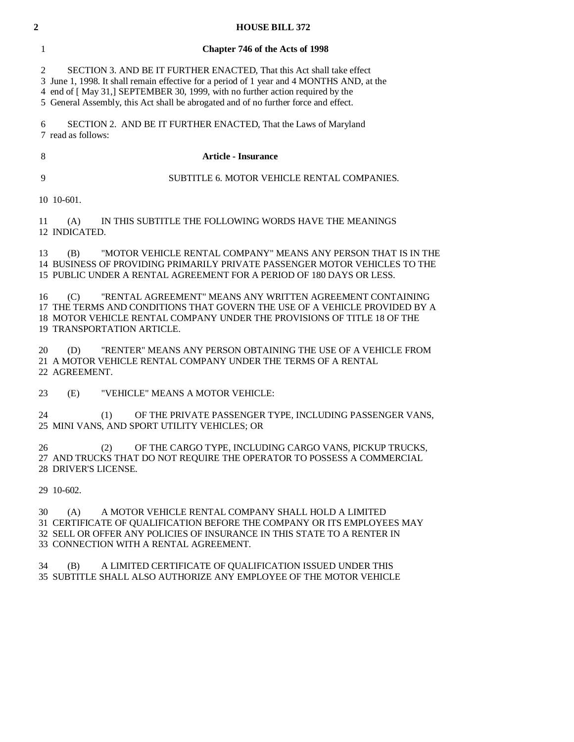**Chapter 746 of the Acts of 1998**

SECTION 3. AND BE IT FURTHER ENACTED, That this Act shall take effect June 1, 1998. It shall remain effective for a period of 1 year and 4 MONTHS AND, at the end of [ May 31,] SEPTEMBER 30, 1999, with no further action required by the General Assembly, this Act shall be abrogated and of no further force and effect.

SECTION 2. AND BE IT FURTHER ENACTED, That the Laws of Maryland read as follows:

**Article - Insurance**

SUBTITLE 6. MOTOR VEHICLE RENTAL COMPANIES.

10-601.

(A) IN THIS SUBTITLE THE FOLLOWING WORDS HAVE THE MEANINGS INDICATED.

(B) "MOTOR VEHICLE RENTAL COMPANY" MEANS ANY PERSON THAT IS IN THE BUSINESS OF PROVIDING PRIMARILY PRIVATE PASSENGER MOTOR VEHICLES TO THE PUBLIC UNDER A RENTAL AGREEMENT FOR A PERIOD OF 180 DAYS OR LESS.

(C) "RENTAL AGREEMENT" MEANS ANY WRITTEN AGREEMENT CONTAINING THE TERMS AND CONDITIONS THAT GOVERN THE USE OF A VEHICLE PROVIDED BY A MOTOR VEHICLE RENTAL COMPANY UNDER THE PROVISIONS OF TITLE 18 OF THE TRANSPORTATION ARTICLE.

(D) "RENTER" MEANS ANY PERSON OBTAINING THE USE OF A VEHICLE FROM A MOTOR VEHICLE RENTAL COMPANY UNDER THE TERMS OF A RENTAL AGREEMENT.

(E) "VEHICLE" MEANS A MOTOR VEHICLE:

(1) OF THE PRIVATE PASSENGER TYPE, INCLUDING PASSENGER VANS, MINI VANS, AND SPORT UTILITY VEHICLES; OR

(2) OF THE CARGO TYPE, INCLUDING CARGO VANS, PICKUP TRUCKS, AND TRUCKS THAT DO NOT REQUIRE THE OPERATOR TO POSSESS A COMMERCIAL DRIVER'S LICENSE.

10-602.

(A) A MOTOR VEHICLE RENTAL COMPANY SHALL HOLD A LIMITED CERTIFICATE OF QUALIFICATION BEFORE THE COMPANY OR ITS EMPLOYEES MAY SELL OR OFFER ANY POLICIES OF INSURANCE IN THIS STATE TO A RENTER IN CONNECTION WITH A RENTAL AGREEMENT.

(B) A LIMITED CERTIFICATE OF QUALIFICATION ISSUED UNDER THIS SUBTITLE SHALL ALSO AUTHORIZE ANY EMPLOYEE OF THE MOTOR VEHICLE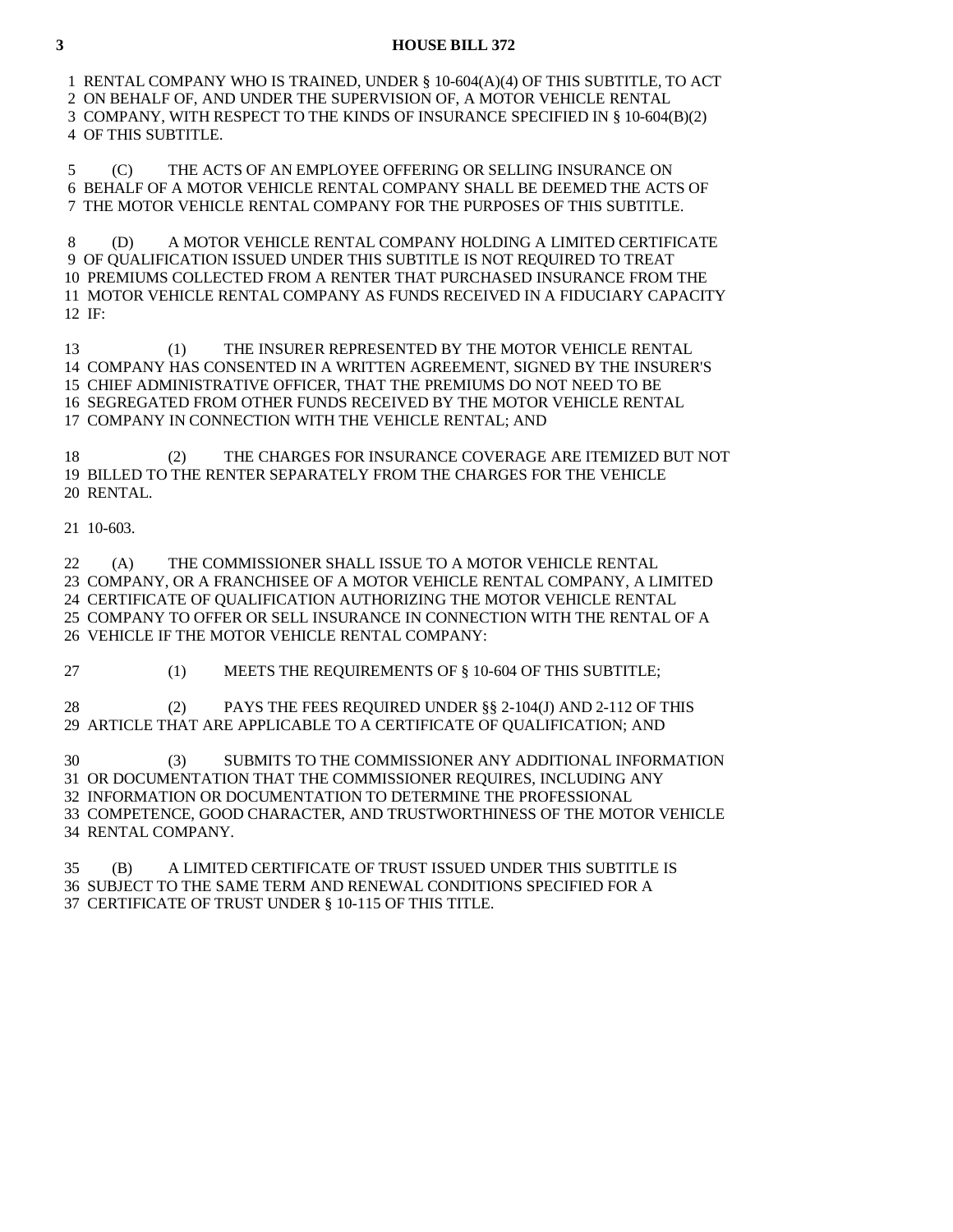RENTAL COMPANY WHO IS TRAINED, UNDER § 10-604(A)(4) OF THIS SUBTITLE, TO ACT ON BEHALF OF, AND UNDER THE SUPERVISION OF, A MOTOR VEHICLE RENTAL COMPANY, WITH RESPECT TO THE KINDS OF INSURANCE SPECIFIED IN § 10-604(B)(2) OF THIS SUBTITLE.

(C) THE ACTS OF AN EMPLOYEE OFFERING OR SELLING INSURANCE ON BEHALF OF A MOTOR VEHICLE RENTAL COMPANY SHALL BE DEEMED THE ACTS OF THE MOTOR VEHICLE RENTAL COMPANY FOR THE PURPOSES OF THIS SUBTITLE.

(D) A MOTOR VEHICLE RENTAL COMPANY HOLDING A LIMITED CERTIFICATE OF QUALIFICATION ISSUED UNDER THIS SUBTITLE IS NOT REQUIRED TO TREAT PREMIUMS COLLECTED FROM A RENTER THAT PURCHASED INSURANCE FROM THE MOTOR VEHICLE RENTAL COMPANY AS FUNDS RECEIVED IN A FIDUCIARY CAPACITY IF:

(1) THE INSURER REPRESENTED BY THE MOTOR VEHICLE RENTAL COMPANY HAS CONSENTED IN A WRITTEN AGREEMENT, SIGNED BY THE INSURER'S CHIEF ADMINISTRATIVE OFFICER, THAT THE PREMIUMS DO NOT NEED TO BE SEGREGATED FROM OTHER FUNDS RECEIVED BY THE MOTOR VEHICLE RENTAL COMPANY IN CONNECTION WITH THE VEHICLE RENTAL; AND

(2) THE CHARGES FOR INSURANCE COVERAGE ARE ITEMIZED BUT NOT BILLED TO THE RENTER SEPARATELY FROM THE CHARGES FOR THE VEHICLE RENTAL.

10-603.

(A) THE COMMISSIONER SHALL ISSUE TO A MOTOR VEHICLE RENTAL COMPANY, OR A FRANCHISEE OF A MOTOR VEHICLE RENTAL COMPANY, A LIMITED CERTIFICATE OF QUALIFICATION AUTHORIZING THE MOTOR VEHICLE RENTAL COMPANY TO OFFER OR SELL INSURANCE IN CONNECTION WITH THE RENTAL OF A VEHICLE IF THE MOTOR VEHICLE RENTAL COMPANY:

(1) MEETS THE REQUIREMENTS OF § 10-604 OF THIS SUBTITLE;

(2) PAYS THE FEES REQUIRED UNDER §§ 2-104(J) AND 2-112 OF THIS ARTICLE THAT ARE APPLICABLE TO A CERTIFICATE OF QUALIFICATION; AND

(3) SUBMITS TO THE COMMISSIONER ANY ADDITIONAL INFORMATION OR DOCUMENTATION THAT THE COMMISSIONER REQUIRES, INCLUDING ANY INFORMATION OR DOCUMENTATION TO DETERMINE THE PROFESSIONAL COMPETENCE, GOOD CHARACTER, AND TRUSTWORTHINESS OF THE MOTOR VEHICLE RENTAL COMPANY.

(B) A LIMITED CERTIFICATE OF TRUST ISSUED UNDER THIS SUBTITLE IS SUBJECT TO THE SAME TERM AND RENEWAL CONDITIONS SPECIFIED FOR A CERTIFICATE OF TRUST UNDER § 10-115 OF THIS TITLE.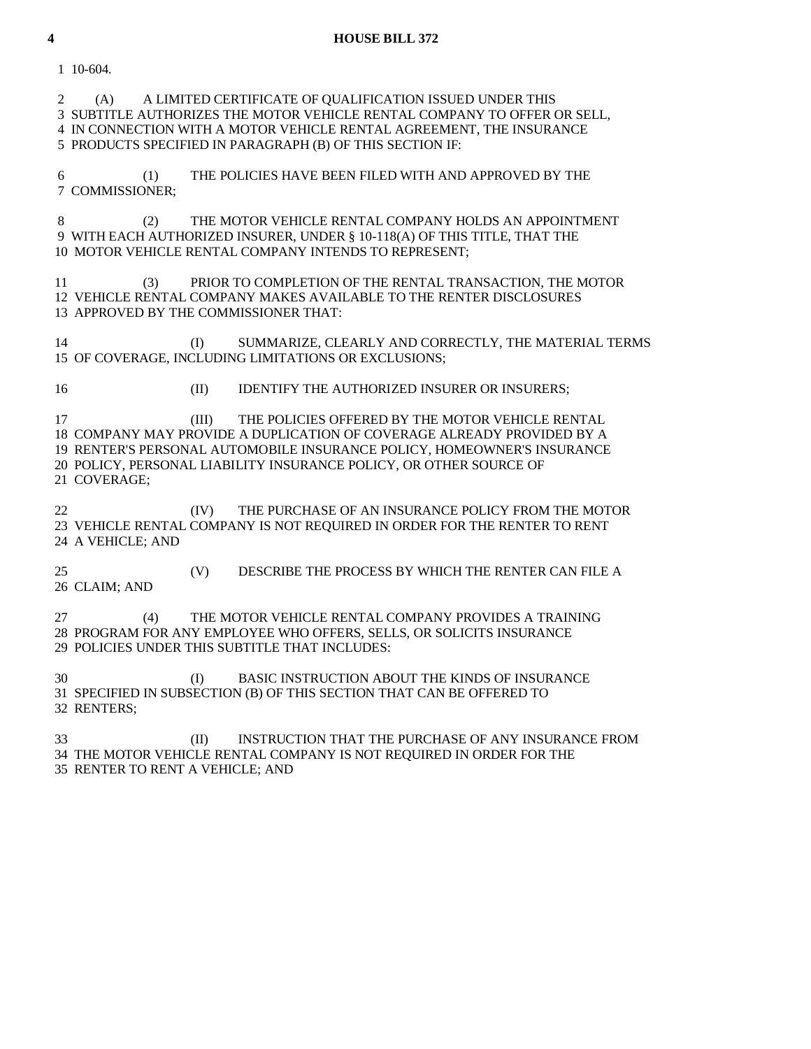10-604.

(A) A LIMITED CERTIFICATE OF QUALIFICATION ISSUED UNDER THIS SUBTITLE AUTHORIZES THE MOTOR VEHICLE RENTAL COMPANY TO OFFER OR SELL, IN CONNECTION WITH A MOTOR VEHICLE RENTAL AGREEMENT, THE INSURANCE PRODUCTS SPECIFIED IN PARAGRAPH (B) OF THIS SECTION IF:

(1) THE POLICIES HAVE BEEN FILED WITH AND APPROVED BY THE COMMISSIONER;

(2) THE MOTOR VEHICLE RENTAL COMPANY HOLDS AN APPOINTMENT WITH EACH AUTHORIZED INSURER, UNDER § 10-118(A) OF THIS TITLE, THAT THE MOTOR VEHICLE RENTAL COMPANY INTENDS TO REPRESENT;

(3) PRIOR TO COMPLETION OF THE RENTAL TRANSACTION, THE MOTOR VEHICLE RENTAL COMPANY MAKES AVAILABLE TO THE RENTER DISCLOSURES APPROVED BY THE COMMISSIONER THAT:

(I) SUMMARIZE, CLEARLY AND CORRECTLY, THE MATERIAL TERMS OF COVERAGE, INCLUDING LIMITATIONS OR EXCLUSIONS;

(II) IDENTIFY THE AUTHORIZED INSURER OR INSURERS;

(III) THE POLICIES OFFERED BY THE MOTOR VEHICLE RENTAL COMPANY MAY PROVIDE A DUPLICATION OF COVERAGE ALREADY PROVIDED BY A RENTER'S PERSONAL AUTOMOBILE INSURANCE POLICY, HOMEOWNER'S INSURANCE POLICY, PERSONAL LIABILITY INSURANCE POLICY, OR OTHER SOURCE OF COVERAGE;

(IV) THE PURCHASE OF AN INSURANCE POLICY FROM THE MOTOR VEHICLE RENTAL COMPANY IS NOT REQUIRED IN ORDER FOR THE RENTER TO RENT A VEHICLE; AND

(V) DESCRIBE THE PROCESS BY WHICH THE RENTER CAN FILE A CLAIM; AND

(4) THE MOTOR VEHICLE RENTAL COMPANY PROVIDES A TRAINING PROGRAM FOR ANY EMPLOYEE WHO OFFERS, SELLS, OR SOLICITS INSURANCE POLICIES UNDER THIS SUBTITLE THAT INCLUDES:

(I) BASIC INSTRUCTION ABOUT THE KINDS OF INSURANCE SPECIFIED IN SUBSECTION (B) OF THIS SECTION THAT CAN BE OFFERED TO RENTERS;

(II) INSTRUCTION THAT THE PURCHASE OF ANY INSURANCE FROM THE MOTOR VEHICLE RENTAL COMPANY IS NOT REQUIRED IN ORDER FOR THE RENTER TO RENT A VEHICLE; AND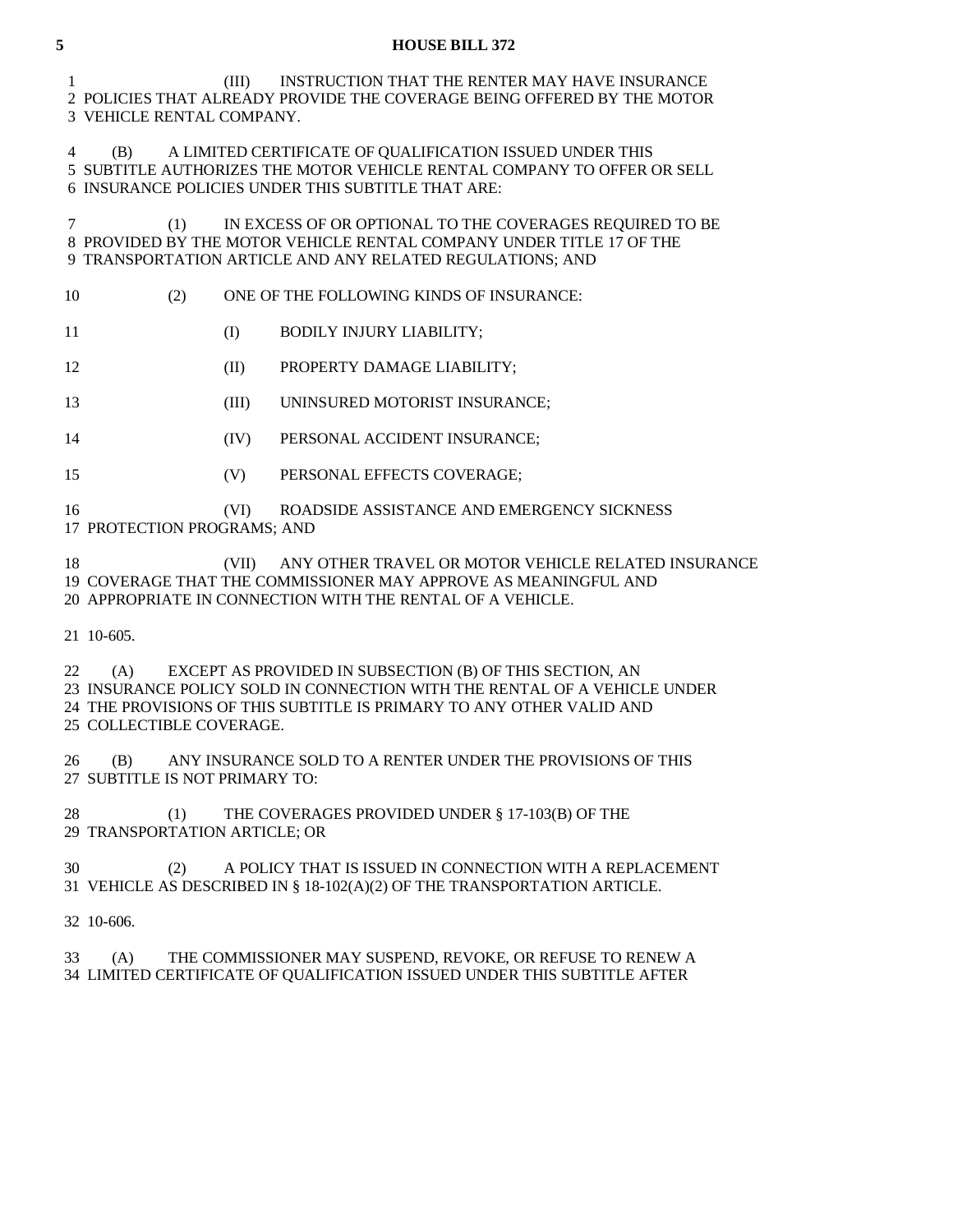(III) INSTRUCTION THAT THE RENTER MAY HAVE INSURANCE POLICIES THAT ALREADY PROVIDE THE COVERAGE BEING OFFERED BY THE MOTOR VEHICLE RENTAL COMPANY.

(B) A LIMITED CERTIFICATE OF QUALIFICATION ISSUED UNDER THIS SUBTITLE AUTHORIZES THE MOTOR VEHICLE RENTAL COMPANY TO OFFER OR SELL INSURANCE POLICIES UNDER THIS SUBTITLE THAT ARE:

(1) IN EXCESS OF OR OPTIONAL TO THE COVERAGES REQUIRED TO BE PROVIDED BY THE MOTOR VEHICLE RENTAL COMPANY UNDER TITLE 17 OF THE TRANSPORTATION ARTICLE AND ANY RELATED REGULATIONS; AND

(2) ONE OF THE FOLLOWING KINDS OF INSURANCE:

(I) BODILY INJURY LIABILITY;

(II) PROPERTY DAMAGE LIABILITY;

(III) UNINSURED MOTORIST INSURANCE;

(IV) PERSONAL ACCIDENT INSURANCE;

(V) PERSONAL EFFECTS COVERAGE;

(VI) ROADSIDE ASSISTANCE AND EMERGENCY SICKNESS PROTECTION PROGRAMS; AND

(VII) ANY OTHER TRAVEL OR MOTOR VEHICLE RELATED INSURANCE COVERAGE THAT THE COMMISSIONER MAY APPROVE AS MEANINGFUL AND APPROPRIATE IN CONNECTION WITH THE RENTAL OF A VEHICLE.

10-605.

(A) EXCEPT AS PROVIDED IN SUBSECTION (B) OF THIS SECTION, AN INSURANCE POLICY SOLD IN CONNECTION WITH THE RENTAL OF A VEHICLE UNDER THE PROVISIONS OF THIS SUBTITLE IS PRIMARY TO ANY OTHER VALID AND COLLECTIBLE COVERAGE.

(B) ANY INSURANCE SOLD TO A RENTER UNDER THE PROVISIONS OF THIS SUBTITLE IS NOT PRIMARY TO:

(1) THE COVERAGES PROVIDED UNDER § 17-103(B) OF THE TRANSPORTATION ARTICLE; OR

(2) A POLICY THAT IS ISSUED IN CONNECTION WITH A REPLACEMENT VEHICLE AS DESCRIBED IN § 18-102(A)(2) OF THE TRANSPORTATION ARTICLE.

10-606.

(A) THE COMMISSIONER MAY SUSPEND, REVOKE, OR REFUSE TO RENEW A LIMITED CERTIFICATE OF QUALIFICATION ISSUED UNDER THIS SUBTITLE AFTER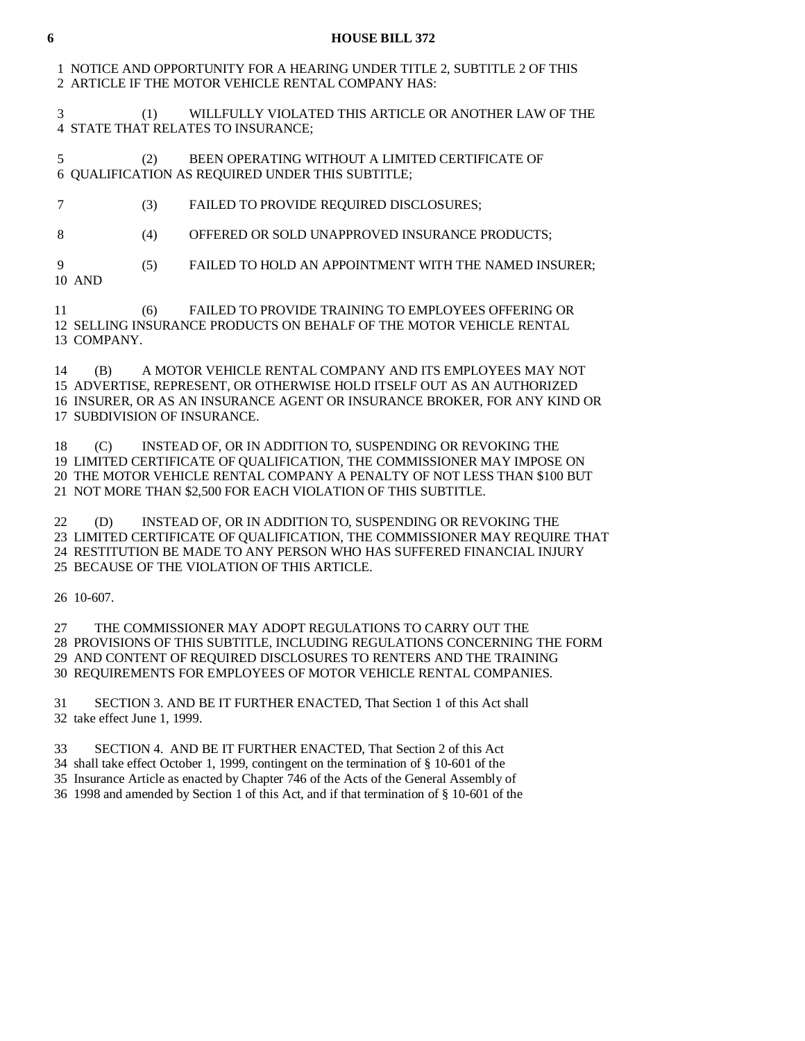NOTICE AND OPPORTUNITY FOR A HEARING UNDER TITLE 2, SUBTITLE 2 OF THIS ARTICLE IF THE MOTOR VEHICLE RENTAL COMPANY HAS:

(1) WILLFULLY VIOLATED THIS ARTICLE OR ANOTHER LAW OF THE STATE THAT RELATES TO INSURANCE;

(2) BEEN OPERATING WITHOUT A LIMITED CERTIFICATE OF QUALIFICATION AS REQUIRED UNDER THIS SUBTITLE;

(3) FAILED TO PROVIDE REQUIRED DISCLOSURES;

(4) OFFERED OR SOLD UNAPPROVED INSURANCE PRODUCTS;

(5) FAILED TO HOLD AN APPOINTMENT WITH THE NAMED INSURER; AND

(6) FAILED TO PROVIDE TRAINING TO EMPLOYEES OFFERING OR SELLING INSURANCE PRODUCTS ON BEHALF OF THE MOTOR VEHICLE RENTAL COMPANY.

(B) A MOTOR VEHICLE RENTAL COMPANY AND ITS EMPLOYEES MAY NOT ADVERTISE, REPRESENT, OR OTHERWISE HOLD ITSELF OUT AS AN AUTHORIZED INSURER, OR AS AN INSURANCE AGENT OR INSURANCE BROKER, FOR ANY KIND OR SUBDIVISION OF INSURANCE.

(C) INSTEAD OF, OR IN ADDITION TO, SUSPENDING OR REVOKING THE LIMITED CERTIFICATE OF QUALIFICATION, THE COMMISSIONER MAY IMPOSE ON THE MOTOR VEHICLE RENTAL COMPANY A PENALTY OF NOT LESS THAN $100 BUT NOT MORE THAN $2,500 FOR EACH VIOLATION OF THIS SUBTITLE.

(D) INSTEAD OF, OR IN ADDITION TO, SUSPENDING OR REVOKING THE LIMITED CERTIFICATE OF QUALIFICATION, THE COMMISSIONER MAY REQUIRE THAT RESTITUTION BE MADE TO ANY PERSON WHO HAS SUFFERED FINANCIAL INJURY BECAUSE OF THE VIOLATION OF THIS ARTICLE.

10-607.

THE COMMISSIONER MAY ADOPT REGULATIONS TO CARRY OUT THE PROVISIONS OF THIS SUBTITLE, INCLUDING REGULATIONS CONCERNING THE FORM AND CONTENT OF REQUIRED DISCLOSURES TO RENTERS AND THE TRAINING REQUIREMENTS FOR EMPLOYEES OF MOTOR VEHICLE RENTAL COMPANIES.

SECTION 3. AND BE IT FURTHER ENACTED, That Section 1 of this Act shall take effect June 1, 1999.

SECTION 4. AND BE IT FURTHER ENACTED, That Section 2 of this Act shall take effect October 1, 1999, contingent on the termination of § 10-601 of the Insurance Article as enacted by Chapter 746 of the Acts of the General Assembly of 1998 and amended by Section 1 of this Act, and if that termination of § 10-601 of the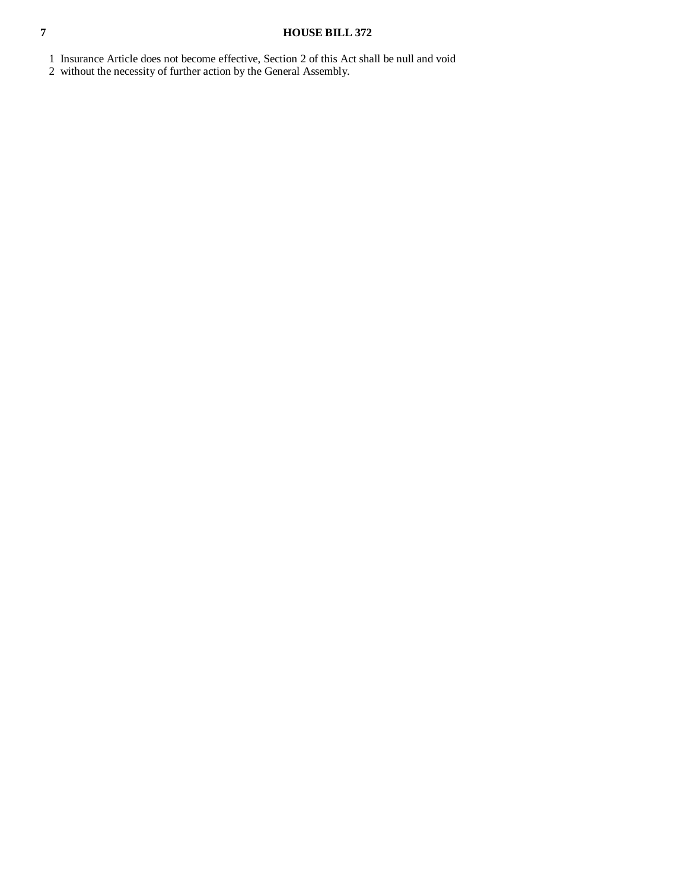Insurance Article does not become effective, Section 2 of this Act shall be null and void without the necessity of further action by the General Assembly.